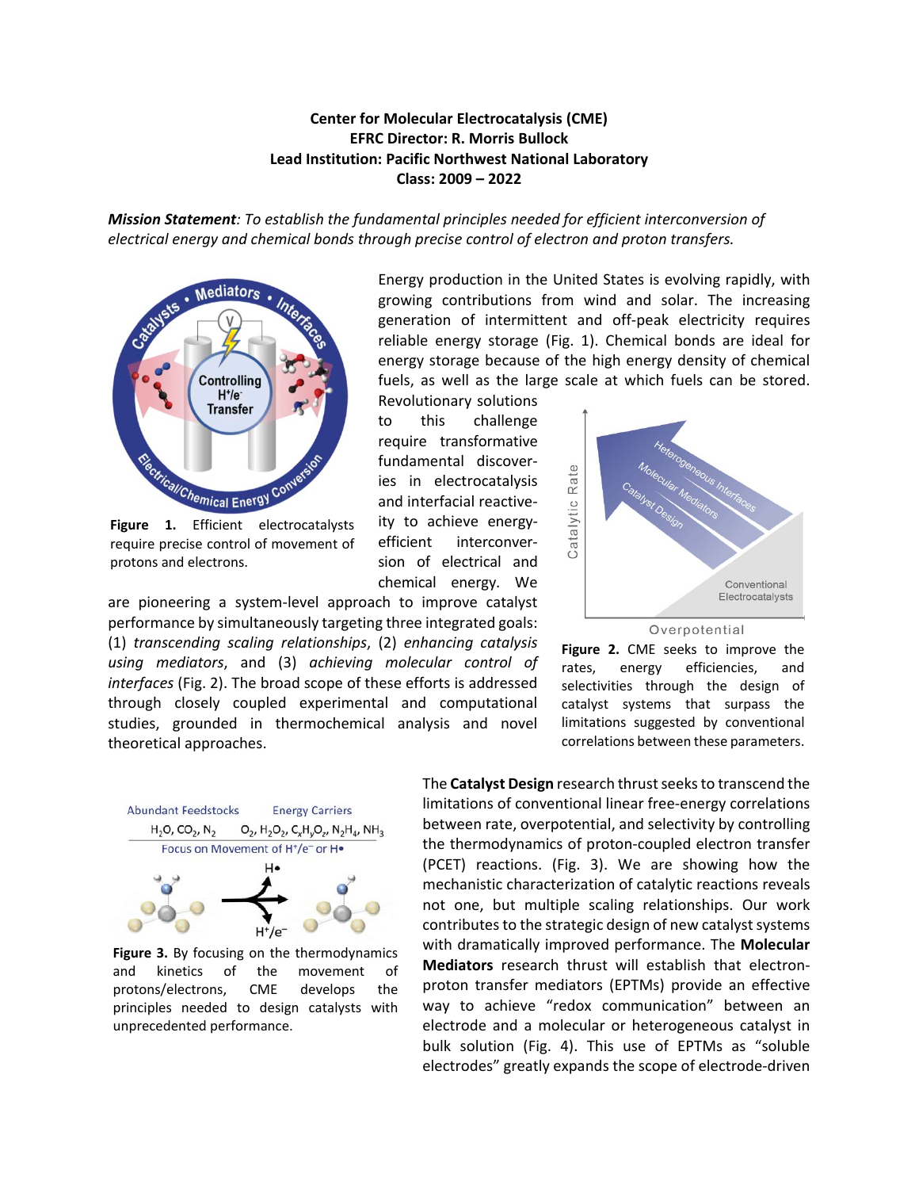**Center for Molecular Electrocatalysis (CME)**
**EFRC Director: R. Morris Bullock**
**Lead Institution: Pacific Northwest National Laboratory**
**Class: 2009 – 2022**

***Mission Statement****: To establish the fundamental principles needed for efficient interconversion of electrical energy and chemical bonds through precise control of electron and proton transfers.*

Energy production in the United States is evolving rapidly, with growing contributions from wind and solar. The increasing generation of intermittent and off-peak electricity requires reliable energy storage (Fig. 1). Chemical bonds are ideal for energy storage because of the high energy density of chemical fuels, as well as the large scale at which fuels can be stored. Revolutionary solutions to this challenge require transformative fundamental discoveries in electrocatalysis and interfacial reactivity to achieve energy-efficient interconversion of electrical and chemical energy. We are pioneering a system-level approach to improve catalyst performance by simultaneously targeting three integrated goals: (1) *transcending scaling relationships*, (2) *enhancing catalysis using mediators*, and (3) *achieving molecular control of interfaces* (Fig. 2). The broad scope of these efforts is addressed through closely coupled experimental and computational studies, grounded in thermochemical analysis and novel theoretical approaches.

**Figure 1.** Efficient electrocatalysts require precise control of movement of protons and electrons.

**Figure 2.** CME seeks to improve the rates, energy efficiencies, and selectivities through the design of catalyst systems that surpass the limitations suggested by conventional correlations between these parameters.

The **Catalyst Design** research thrust seeks to transcend the limitations of conventional linear free-energy correlations between rate, overpotential, and selectivity by controlling the thermodynamics of proton-coupled electron transfer (PCET) reactions. (Fig. 3). We are showing how the mechanistic characterization of catalytic reactions reveals not one, but multiple scaling relationships. Our work contributes to the strategic design of new catalyst systems with dramatically improved performance. The **Molecular Mediators** research thrust will establish that electron-proton transfer mediators (EPTMs) provide an effective way to achieve "redox communication" between an electrode and a molecular or heterogeneous catalyst in bulk solution (Fig. 4). This use of EPTMs as "soluble electrodes" greatly expands the scope of electrode-driven

**Figure 3.** By focusing on the thermodynamics and kinetics of the movement of protons/electrons, CME develops the principles needed to design catalysts with unprecedented performance.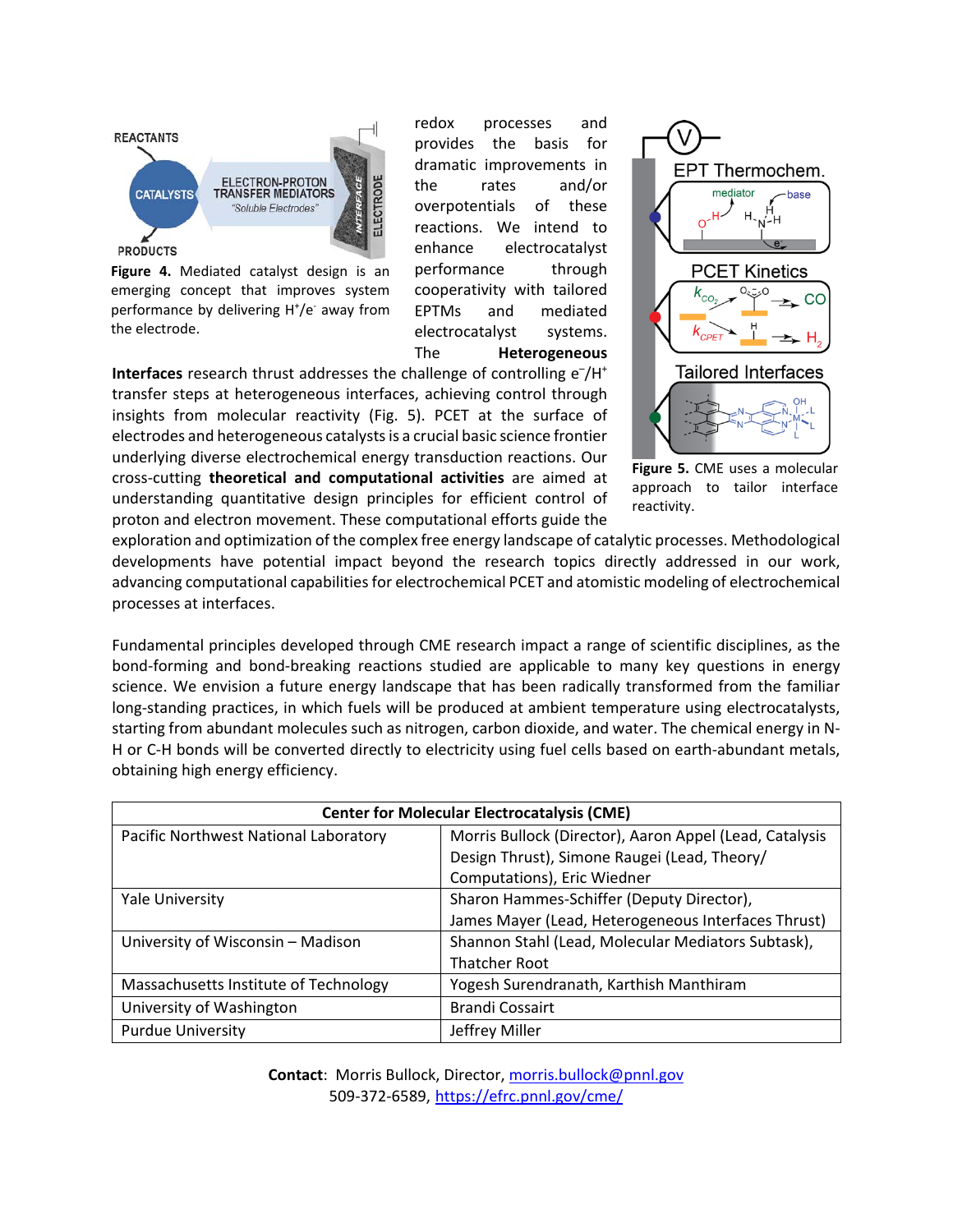REACTANTS

CATALYSTS

ELECTRON-PROTON TRANSFER MEDIATORS "Soluble Electrodes"

INTERFACE

ELECTRODE

PRODUCTS

**Figure 4.** Mediated catalyst design is an emerging concept that improves system performance by delivering $H^+/e^-$ away from the electrode.

redox processes and provides the basis for dramatic improvements in the rates and/or overpotentials of these reactions. We intend to enhance electrocatalyst performance through cooperativity with tailored EPTMs and mediated electrocatalyst systems. The **Heterogeneous Interfaces** research thrust addresses the challenge of controlling $e^-/H^+$ transfer steps at heterogeneous interfaces, achieving control through insights from molecular reactivity (Fig. 5). PCET at the surface of electrodes and heterogeneous catalysts is a crucial basic science frontier underlying diverse electrochemical energy transduction reactions. Our cross-cutting **theoretical and computational activities** are aimed at understanding quantitative design principles for efficient control of proton and electron movement. These computational efforts guide the exploration and optimization of the complex free energy landscape of catalytic processes. Methodological developments have potential impact beyond the research topics directly addressed in our work, advancing computational capabilities for electrochemical PCET and atomistic modeling of electrochemical processes at interfaces.

V

EPT Thermochem.

mediator

base

PCET Kinetics

$k_{CO_2}$

CO

$k_{CPET}$

$H_2$

Tailored Interfaces

**Figure 5.** CME uses a molecular approach to tailor interface reactivity.

Fundamental principles developed through CME research impact a range of scientific disciplines, as the bond-forming and bond-breaking reactions studied are applicable to many key questions in energy science. We envision a future energy landscape that has been radically transformed from the familiar long-standing practices, in which fuels will be produced at ambient temperature using electrocatalysts, starting from abundant molecules such as nitrogen, carbon dioxide, and water. The chemical energy in N-H or C-H bonds will be converted directly to electricity using fuel cells based on earth-abundant metals, obtaining high energy efficiency.

| **Center for Molecular Electrocatalysis (CME)** | |
|---|---|
| Pacific Northwest National Laboratory | Morris Bullock (Director), Aaron Appel (Lead, Catalysis Design Thrust), Simone Raugei (Lead, Theory/ Computations), Eric Wiedner |
| Yale University | Sharon Hammes-Schiffer (Deputy Director), James Mayer (Lead, Heterogeneous Interfaces Thrust) |
| University of Wisconsin – Madison | Shannon Stahl (Lead, Molecular Mediators Subtask), Thatcher Root |
| Massachusetts Institute of Technology | Yogesh Surendranath, Karthish Manthiram |
| University of Washington | Brandi Cossairt |
| Purdue University | Jeffrey Miller |

**Contact**: Morris Bullock, Director, morris.bullock@pnnl.gov
509-372-6589, https://efrc.pnnl.gov/cme/